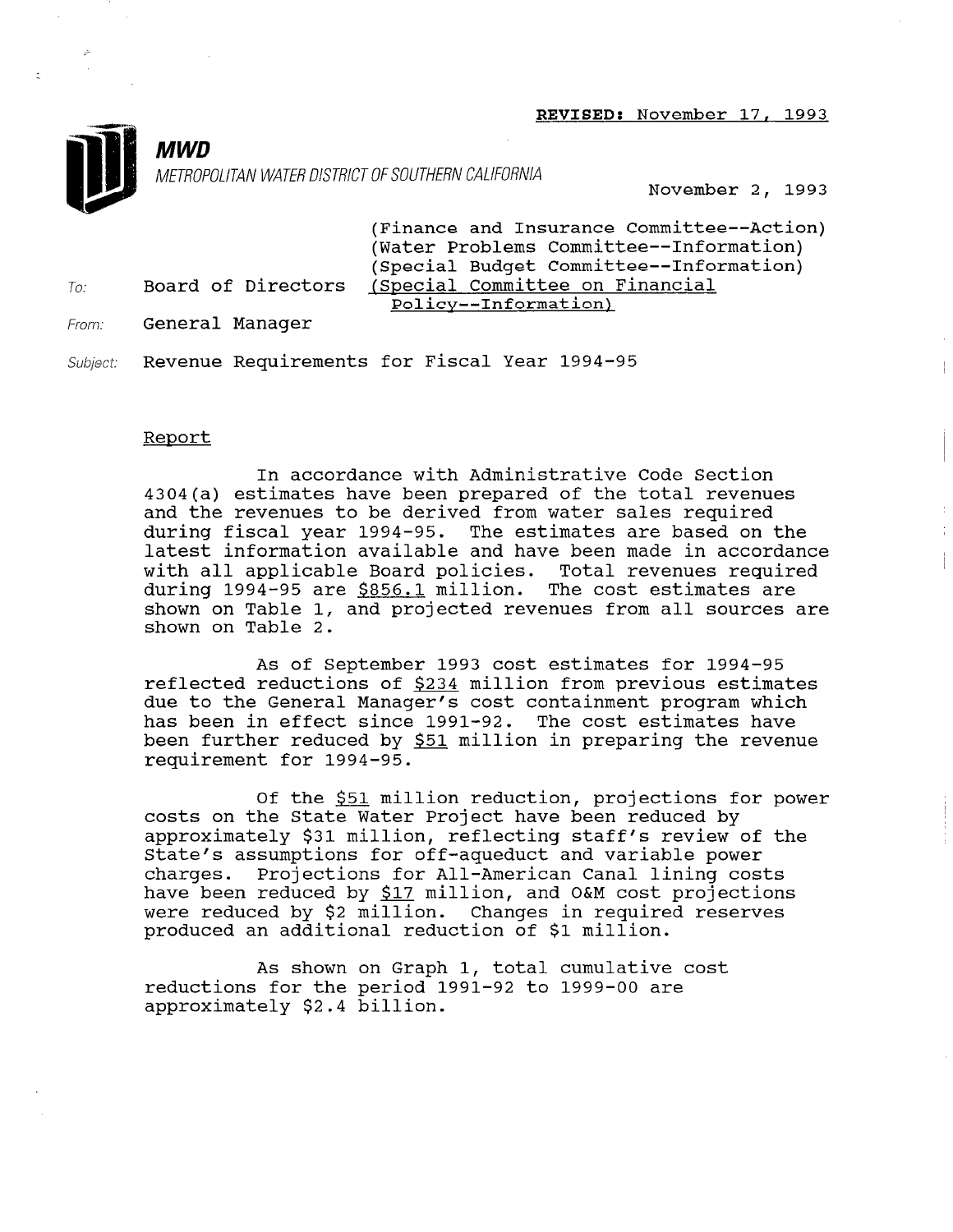**REVISED:** November 17, 1993

**MWD**

METROPOLITAN WATER DISTRICT OF SOUTHERN CALIFORNIA

November 2, 1993

(Finance and Insurance Committee--Action)
(Water Problems Committee--Information)
(Special Budget Committee--Information)
(Special Committee on Financial Policy--Information)

To: Board of Directors

From: General Manager

Subject: Revenue Requirements for Fiscal Year 1994-95

## Report

In accordance with Administrative Code Section 4304(a) estimates have been prepared of the total revenues and the revenues to be derived from water sales required during fiscal year 1994-95. The estimates are based on the latest information available and have been made in accordance with all applicable Board policies. Total revenues required during 1994-95 are $856.1 million. The cost estimates are shown on Table 1, and projected revenues from all sources are shown on Table 2.

As of September 1993 cost estimates for 1994-95 reflected reductions of $234 million from previous estimates due to the General Manager's cost containment program which has been in effect since 1991-92. The cost estimates have been further reduced by $51 million in preparing the revenue requirement for 1994-95.

Of the $51 million reduction, projections for power costs on the State Water Project have been reduced by approximately $31 million, reflecting staff's review of the State's assumptions for off-aqueduct and variable power charges. Projections for All-American Canal lining costs have been reduced by $17 million, and O&M cost projections were reduced by $2 million. Changes in required reserves produced an additional reduction of $1 million.

As shown on Graph 1, total cumulative cost reductions for the period 1991-92 to 1999-00 are approximately $2.4 billion.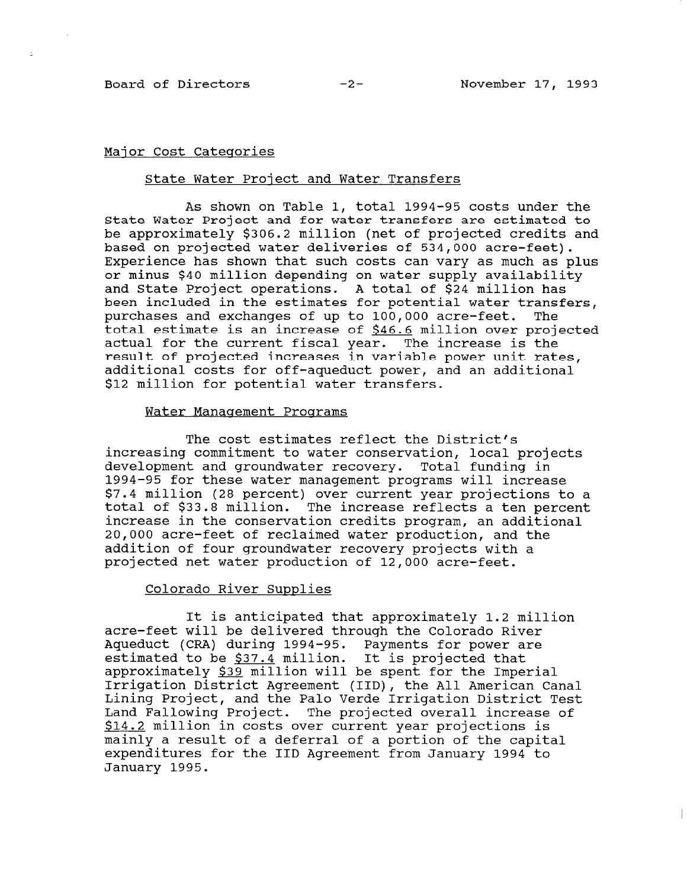## Major Cost Categories

### State Water Project and Water Transfers

As shown on Table 1, total 1994-95 costs under the State Water Project and for water transfers are estimated to be approximately $306.2 million (net of projected credits and based on projected water deliveries of 534,000 acre-feet). Experience has shown that such costs can vary as much as plus or minus $40 million depending on water supply availability and State Project operations. A total of $24 million has been included in the estimates for potential water transfers, purchases and exchanges of up to 100,000 acre-feet. The total estimate is an increase of $46.6 million over projected actual for the current fiscal year. The increase is the result of projected increases in variable power unit rates, additional costs for off-aqueduct power, and an additional $12 million for potential water transfers.

### Water Management Programs

The cost estimates reflect the District's increasing commitment to water conservation, local projects development and groundwater recovery. Total funding in 1994-95 for these water management programs will increase $7.4 million (28 percent) over current year projections to a total of $33.8 million. The increase reflects a ten percent increase in the conservation credits program, an additional 20,000 acre-feet of reclaimed water production, and the addition of four groundwater recovery projects with a projected net water production of 12,000 acre-feet.

### Colorado River Supplies

It is anticipated that approximately 1.2 million acre-feet will be delivered through the Colorado River Aqueduct (CRA) during 1994-95. Payments for power are estimated to be $37.4 million. It is projected that approximately $39 million will be spent for the Imperial Irrigation District Agreement (IID), the All American Canal Lining Project, and the Palo Verde Irrigation District Test Land Fallowing Project. The projected overall increase of $14.2 million in costs over current year projections is mainly a result of a deferral of a portion of the capital expenditures for the IID Agreement from January 1994 to January 1995.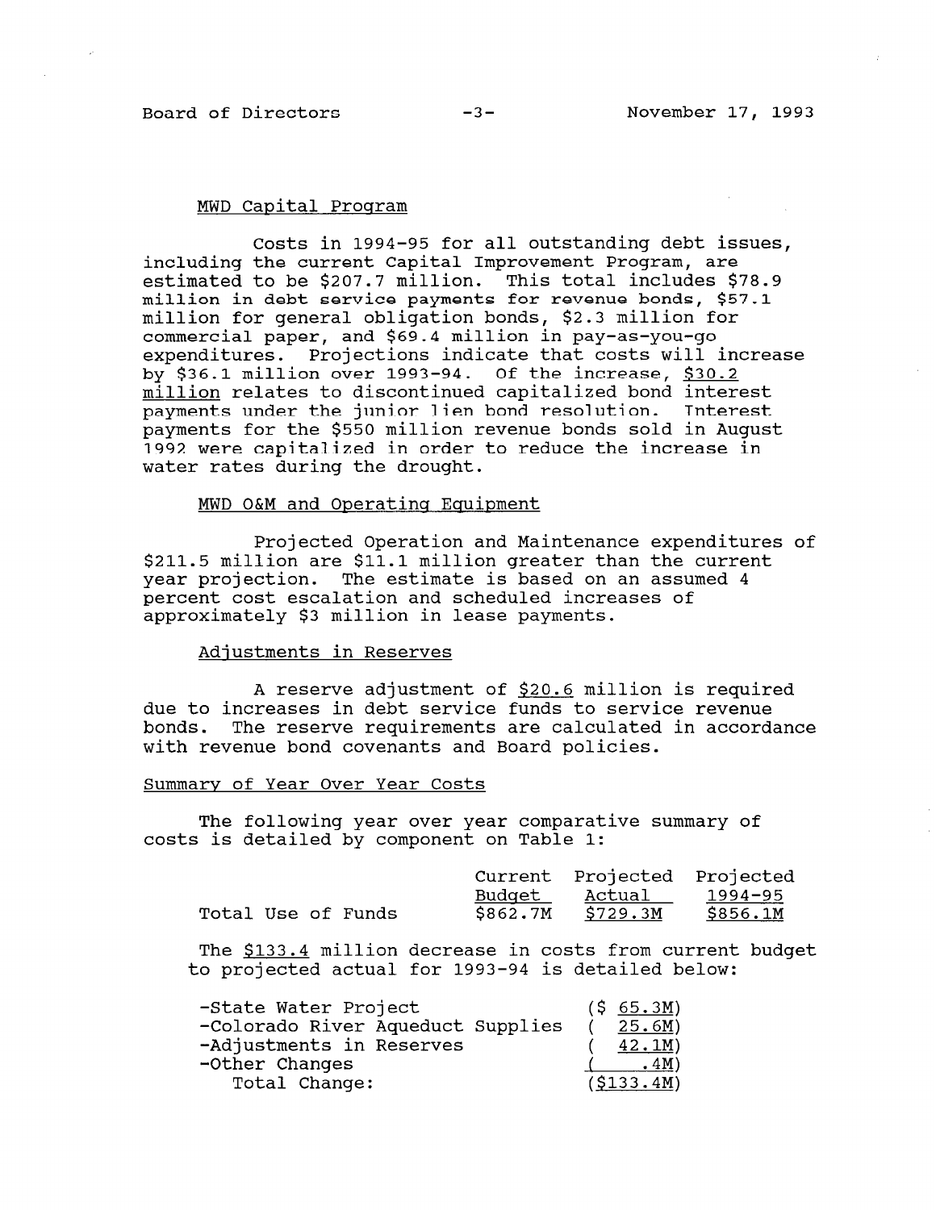## MWD Capital Program

Costs in 1994-95 for all outstanding debt issues, including the current Capital Improvement Program, are estimated to be $207.7 million. This total includes $78.9 million in debt service payments for revenue bonds, $57.1 million for general obligation bonds, $2.3 million for commercial paper, and $69.4 million in pay-as-you-go expenditures. Projections indicate that costs will increase by $36.1 million over 1993-94. Of the increase, $30.2 million relates to discontinued capitalized bond interest payments under the junior lien bond resolution. Interest payments for the $550 million revenue bonds sold in August 1992 were capitalized in order to reduce the increase in water rates during the drought.

## MWD O&M and Operating Equipment

Projected Operation and Maintenance expenditures of $211.5 million are $11.1 million greater than the current year projection. The estimate is based on an assumed 4 percent cost escalation and scheduled increases of approximately $3 million in lease payments.

## Adjustments in Reserves

A reserve adjustment of $20.6 million is required due to increases in debt service funds to service revenue bonds. The reserve requirements are calculated in accordance with revenue bond covenants and Board policies.

## Summary of Year Over Year Costs

The following year over year comparative summary of costs is detailed by component on Table 1:

| | Current Budget | Projected Actual | Projected 1994-95 |
|---|---|---|---|
| Total Use of Funds | $862.7M | $729.3M | $856.1M |

The $133.4 million decrease in costs from current budget to projected actual for 1993-94 is detailed below:

| | |
|---|---|
| -State Water Project | ($ 65.3M) |
| -Colorado River Aqueduct Supplies | ( 25.6M) |
| -Adjustments in Reserves | ( 42.1M) |
| -Other Changes | ( .4M) |
| Total Change: | ($133.4M) |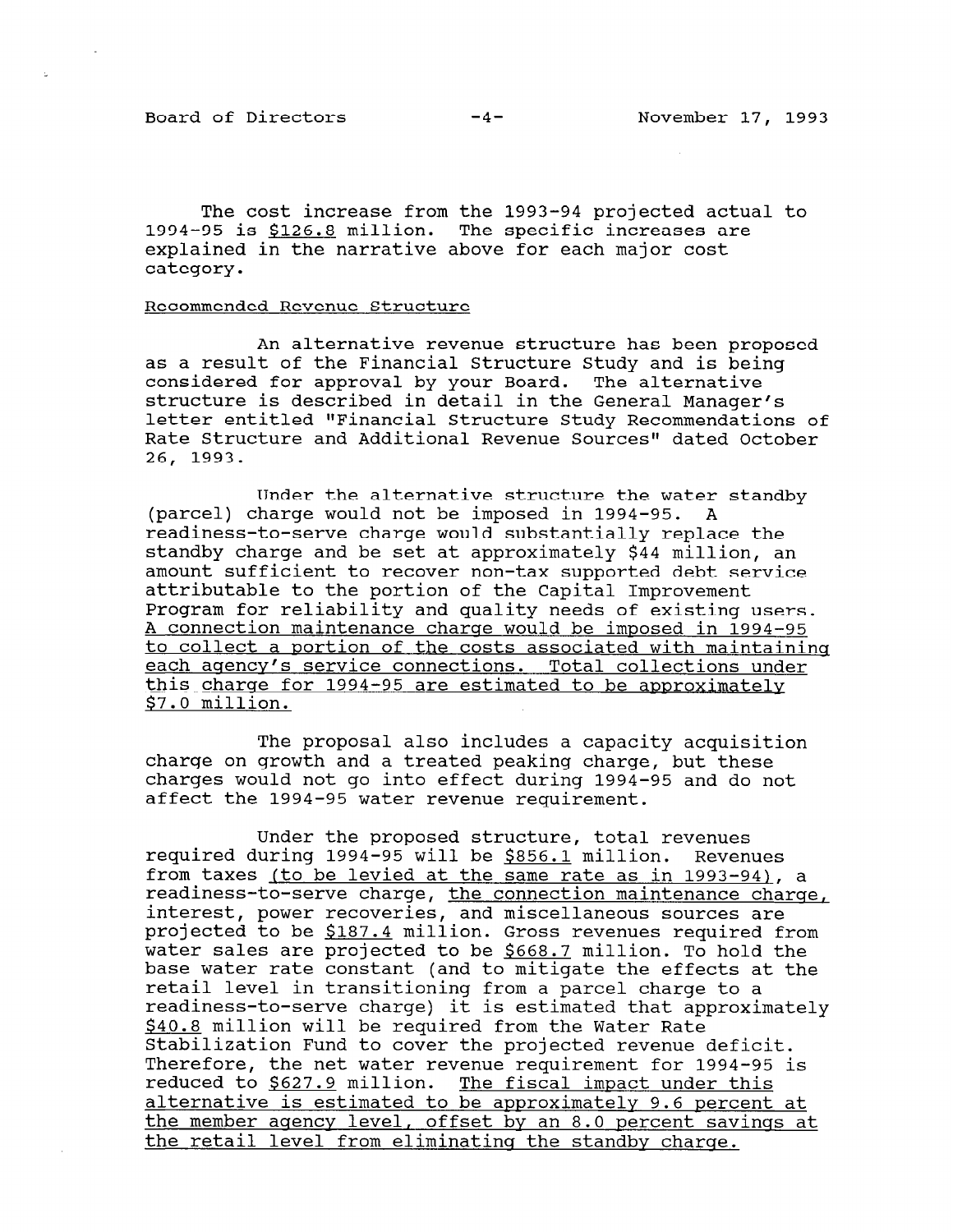The cost increase from the 1993-94 projected actual to 1994-95 is <u>$126.8</u> million. The specific increases are explained in the narrative above for each major cost category.

<u>Recommended Revenue Structure</u>

An alternative revenue structure has been proposed as a result of the Financial Structure Study and is being considered for approval by your Board. The alternative structure is described in detail in the General Manager's letter entitled "Financial Structure Study Recommendations of Rate Structure and Additional Revenue Sources" dated October 26, 1993.

Under the alternative structure the water standby (parcel) charge would not be imposed in 1994-95. A readiness-to-serve charge would substantially replace the standby charge and be set at approximately $44 million, an amount sufficient to recover non-tax supported debt service attributable to the portion of the Capital Improvement Program for reliability and quality needs of existing users. <u>A connection maintenance charge would be imposed in 1994-95 to collect a portion of the costs associated with maintaining each agency's service connections. Total collections under this charge for 1994-95 are estimated to be approximately $7.0 million.</u>

The proposal also includes a capacity acquisition charge on growth and a treated peaking charge, but these charges would not go into effect during 1994-95 and do not affect the 1994-95 water revenue requirement.

Under the proposed structure, total revenues required during 1994-95 will be <u>$856.1</u> million. Revenues from taxes <u>(to be levied at the same rate as in 1993-94)</u>, a readiness-to-serve charge, <u>the connection maintenance charge,</u> interest, power recoveries, and miscellaneous sources are projected to be <u>$187.4</u> million. Gross revenues required from water sales are projected to be <u>$668.7</u> million. To hold the base water rate constant (and to mitigate the effects at the retail level in transitioning from a parcel charge to a readiness-to-serve charge) it is estimated that approximately <u>$40.8</u> million will be required from the Water Rate Stabilization Fund to cover the projected revenue deficit. Therefore, the net water revenue requirement for 1994-95 is reduced to <u>$627.9</u> million. <u>The fiscal impact under this alternative is estimated to be approximately 9.6 percent at the member agency level, offset by an 8.0 percent savings at the retail level from eliminating the standby charge.</u>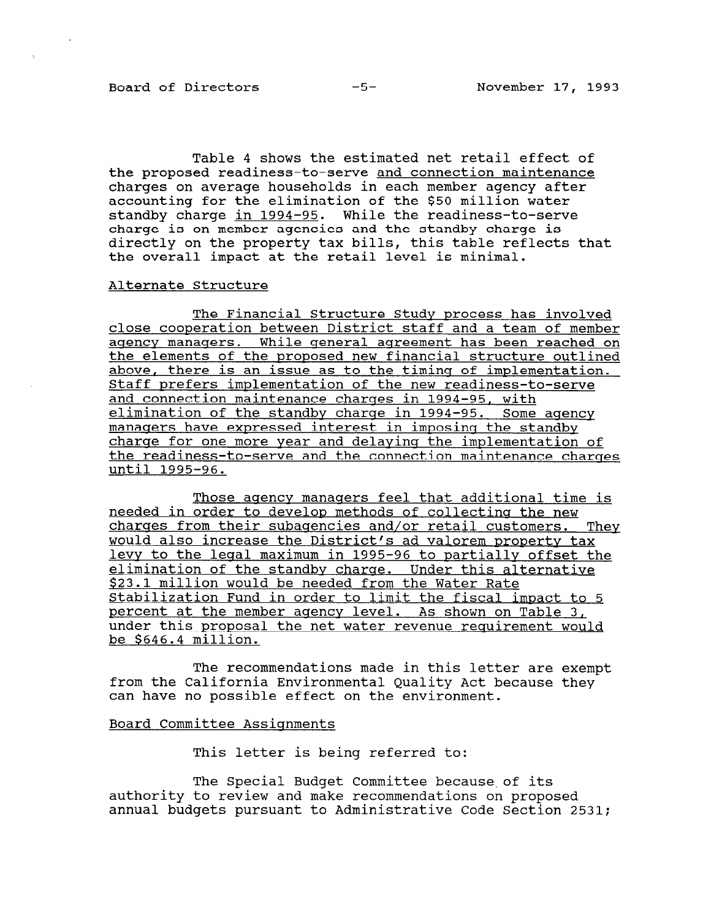Table 4 shows the estimated net retail effect of the proposed readiness-to-serve and connection maintenance charges on average households in each member agency after accounting for the elimination of the $50 million water standby charge in 1994-95. While the readiness-to-serve charge is on member agencies and the standby charge is directly on the property tax bills, this table reflects that the overall impact at the retail level is minimal.

Alternate Structure

The Financial Structure Study process has involved close cooperation between District staff and a team of member agency managers. While general agreement has been reached on the elements of the proposed new financial structure outlined above, there is an issue as to the timing of implementation. Staff prefers implementation of the new readiness-to-serve and connection maintenance charges in 1994-95, with elimination of the standby charge in 1994-95. Some agency managers have expressed interest in imposing the standby charge for one more year and delaying the implementation of the readiness-to-serve and the connection maintenance charges until 1995-96.

Those agency managers feel that additional time is needed in order to develop methods of collecting the new charges from their subagencies and/or retail customers. They would also increase the District's ad valorem property tax levy to the legal maximum in 1995-96 to partially offset the elimination of the standby charge. Under this alternative $23.1 million would be needed from the Water Rate Stabilization Fund in order to limit the fiscal impact to 5 percent at the member agency level. As shown on Table 3, under this proposal the net water revenue requirement would be $646.4 million.

The recommendations made in this letter are exempt from the California Environmental Quality Act because they can have no possible effect on the environment.

Board Committee Assignments

This letter is being referred to:

The Special Budget Committee because of its authority to review and make recommendations on proposed annual budgets pursuant to Administrative Code Section 2531;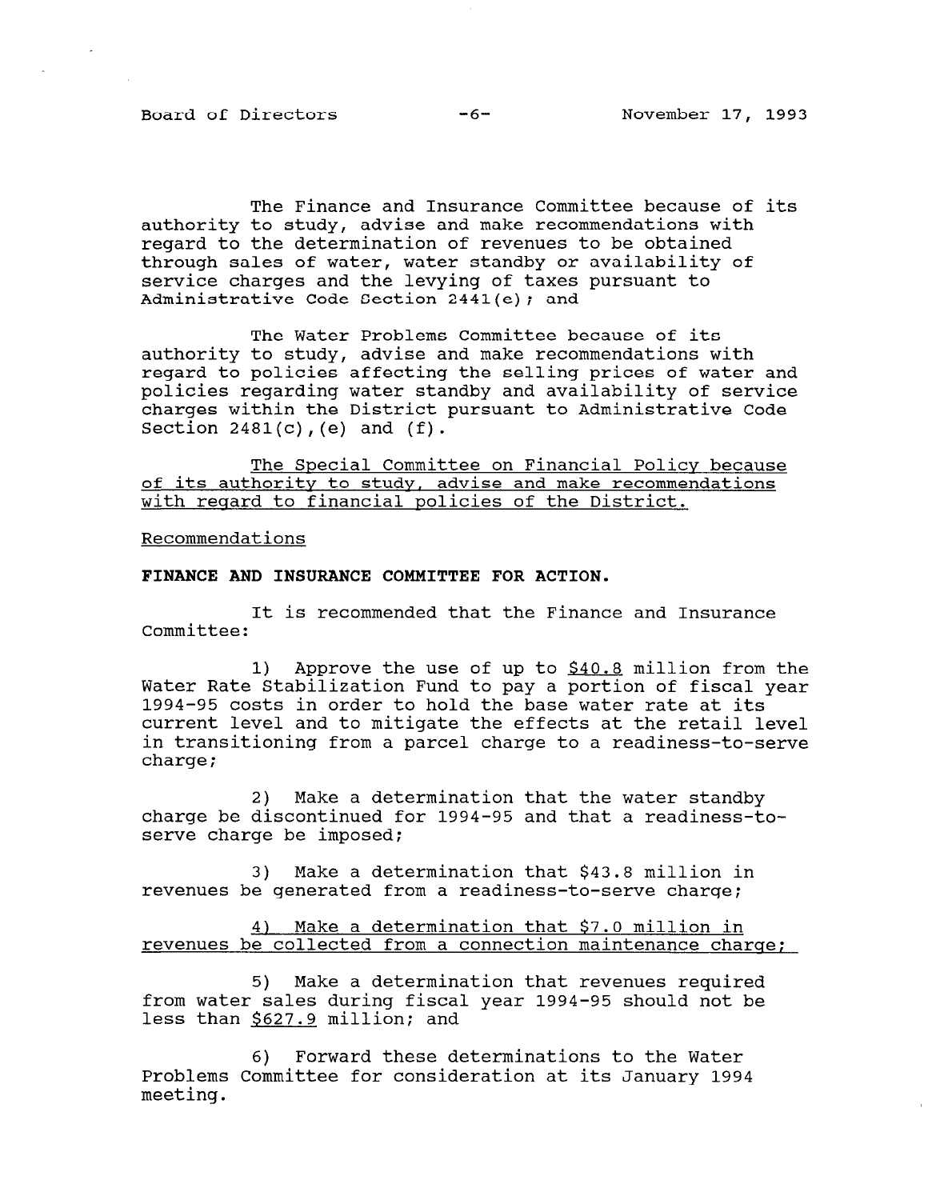The Finance and Insurance Committee because of its authority to study, advise and make recommendations with regard to the determination of revenues to be obtained through sales of water, water standby or availability of service charges and the levying of taxes pursuant to Administrative Code Section 2441(e); and

The Water Problems Committee because of its authority to study, advise and make recommendations with regard to policies affecting the selling prices of water and policies regarding water standby and availability of service charges within the District pursuant to Administrative Code Section 2481(c), (e) and (f).

<u>The Special Committee on Financial Policy because of its authority to study, advise and make recommendations with regard to financial policies of the District.</u>

<u>Recommendations</u>

**FINANCE AND INSURANCE COMMITTEE FOR ACTION.**

It is recommended that the Finance and Insurance Committee:

1) Approve the use of up to <u>$40.8</u> million from the Water Rate Stabilization Fund to pay a portion of fiscal year 1994-95 costs in order to hold the base water rate at its current level and to mitigate the effects at the retail level in transitioning from a parcel charge to a readiness-to-serve charge;

2) Make a determination that the water standby charge be discontinued for 1994-95 and that a readiness-to-serve charge be imposed;

3) Make a determination that $43.8 million in revenues be generated from a readiness-to-serve charge;

<u>4) Make a determination that $7.0 million in revenues be collected from a connection maintenance charge;</u>

5) Make a determination that revenues required from water sales during fiscal year 1994-95 should not be less than <u>$627.9</u> million; and

6) Forward these determinations to the Water Problems Committee for consideration at its January 1994 meeting.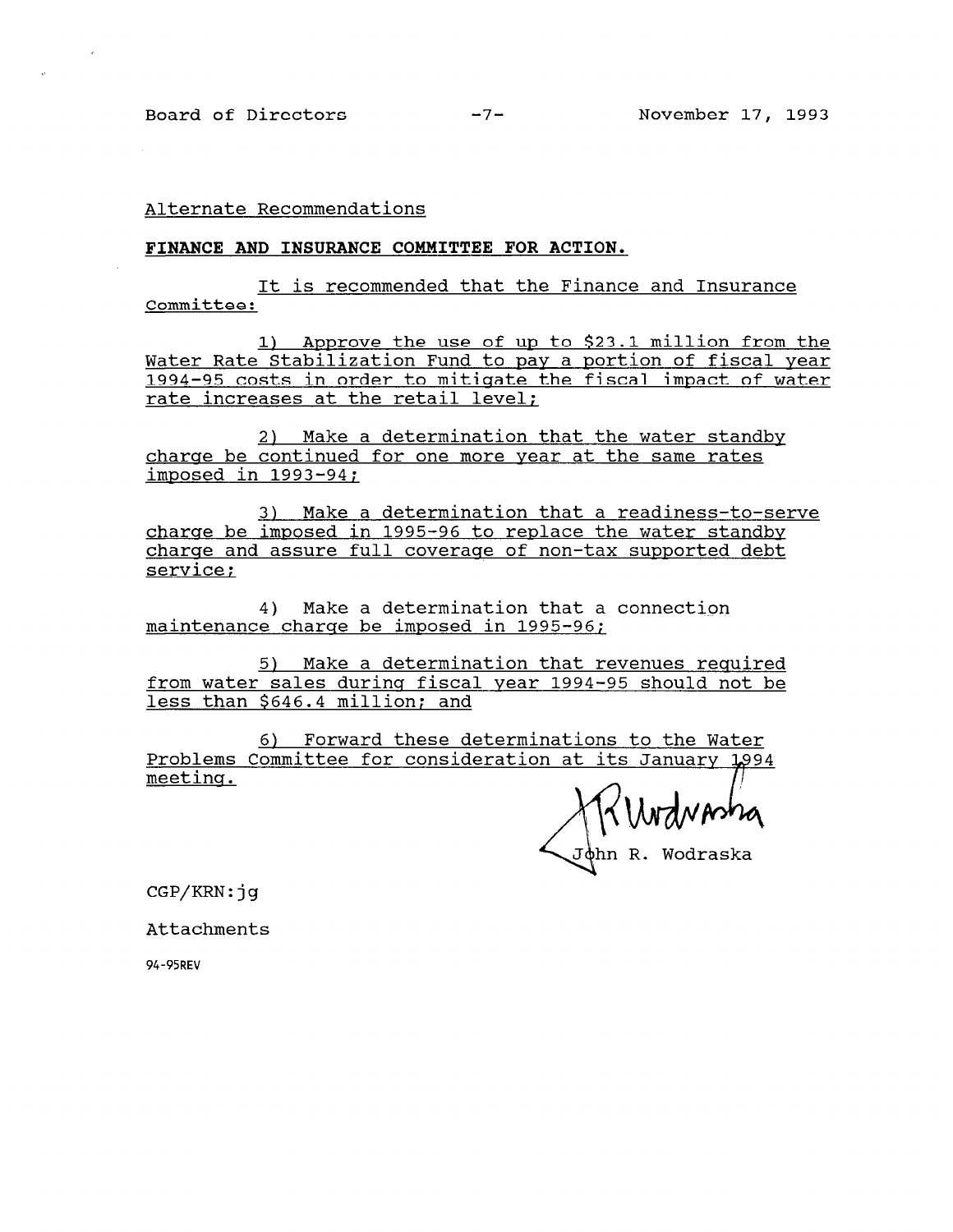Alternate Recommendations

**FINANCE AND INSURANCE COMMITTEE FOR ACTION.**

It is recommended that the Finance and Insurance Committee:

1) Approve the use of up to $23.1 million from the Water Rate Stabilization Fund to pay a portion of fiscal year 1994-95 costs in order to mitigate the fiscal impact of water rate increases at the retail level;

2) Make a determination that the water standby charge be continued for one more year at the same rates imposed in 1993-94;

3) Make a determination that a readiness-to-serve charge be imposed in 1995-96 to replace the water standby charge and assure full coverage of non-tax supported debt service;

4) Make a determination that a connection maintenance charge be imposed in 1995-96;

5) Make a determination that revenues required from water sales during fiscal year 1994-95 should not be less than $646.4 million; and

6) Forward these determinations to the Water Problems Committee for consideration at its January 1994 meeting.

John R. Wodraska

CGP/KRN:jg

Attachments

94-95REV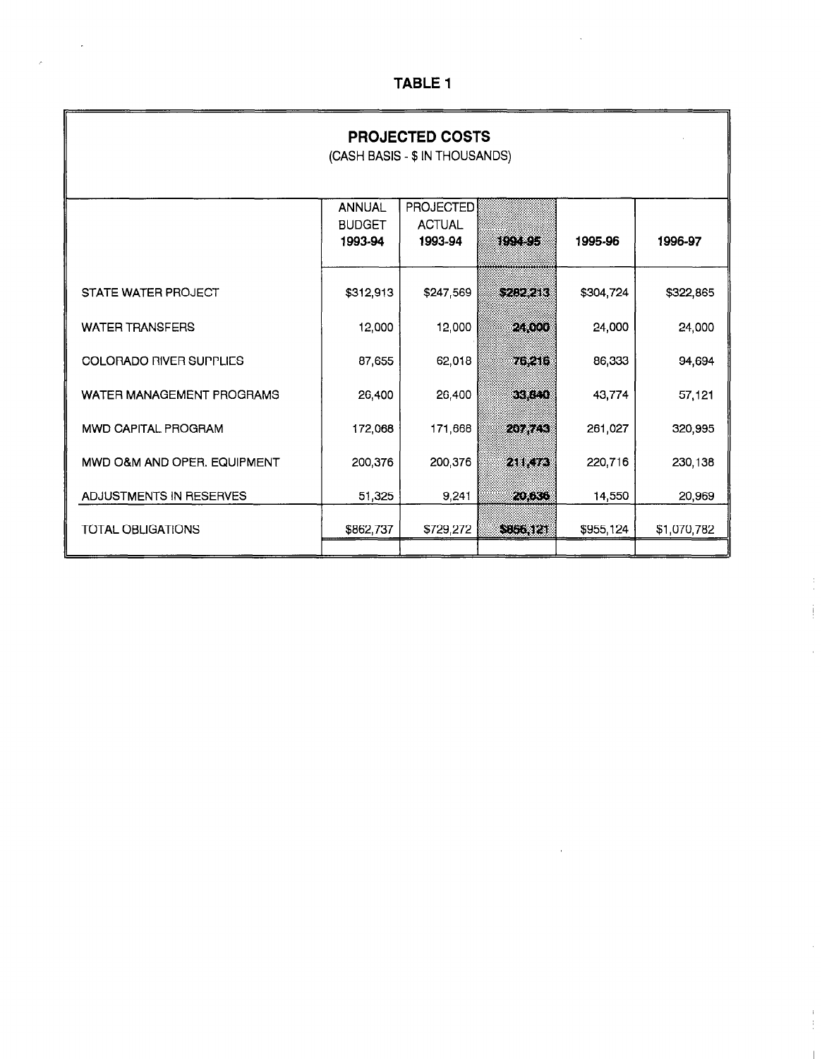# TABLE 1

## PROJECTED COSTS

(CASH BASIS - $ IN THOUSANDS)

| | ANNUAL BUDGET 1993-94 | PROJECTED ACTUAL 1993-94 | 1994-95 | 1995-96 | 1996-97 |
|---|---|---|---|---|---|
| STATE WATER PROJECT | $312,913 | $247,569 | $282,213 | $304,724 | $322,865 |
| WATER TRANSFERS | 12,000 | 12,000 | 24,000 | 24,000 | 24,000 |
| COLORADO RIVER SUPPLIES | 87,655 | 62,018 | 76,216 | 86,333 | 94,694 |
| WATER MANAGEMENT PROGRAMS | 26,400 | 26,400 | 33,840 | 43,774 | 57,121 |
| MWD CAPITAL PROGRAM | 172,068 | 171,668 | 207,743 | 261,027 | 320,995 |
| MWD O&M AND OPER. EQUIPMENT | 200,376 | 200,376 | 211,473 | 220,716 | 230,138 |
| ADJUSTMENTS IN RESERVES | 51,325 | 9,241 | 20,636 | 14,550 | 20,969 |
| TOTAL OBLIGATIONS | $862,737 | $729,272 | $856,121 | $955,124 | $1,070,782 |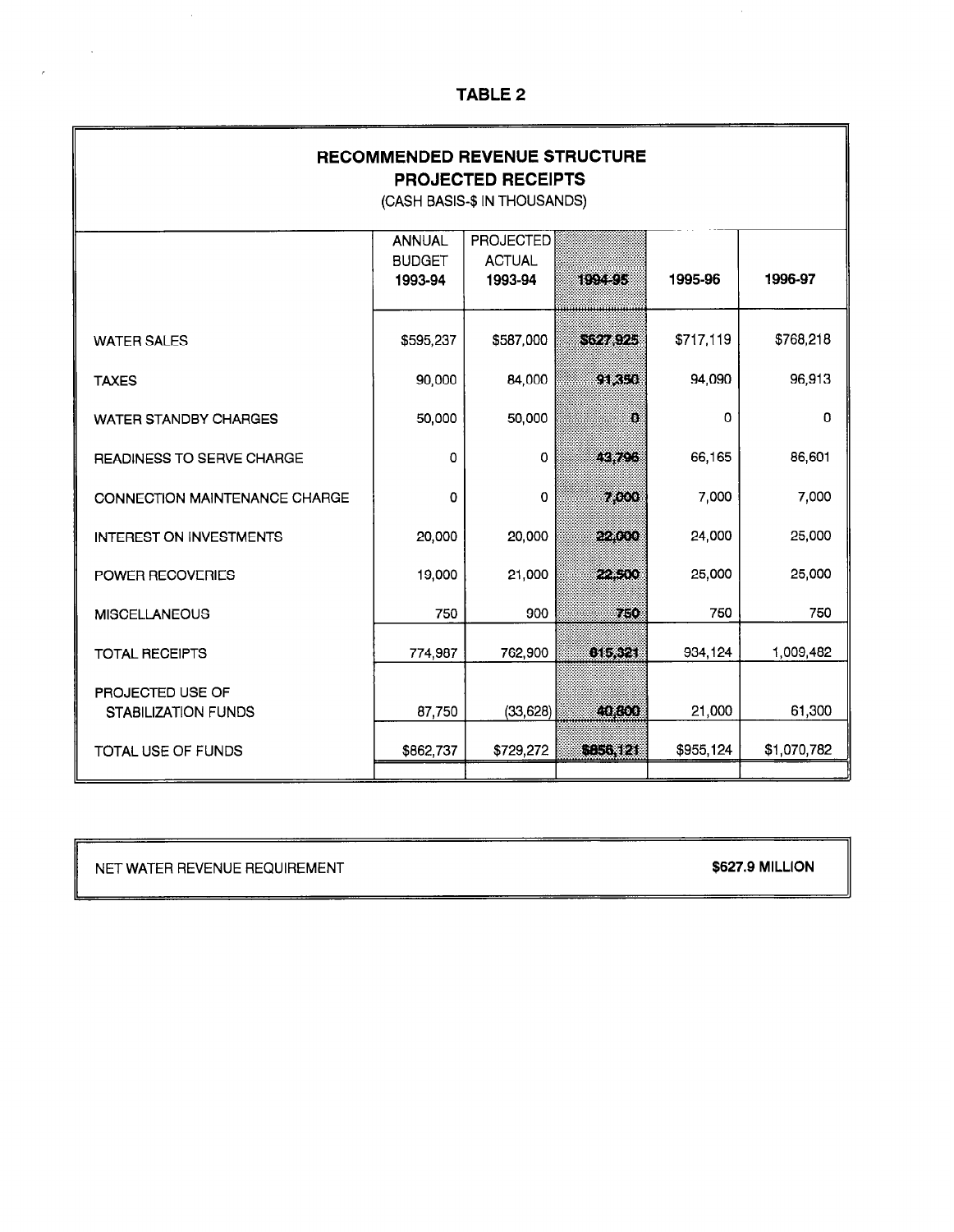**TABLE 2**

## RECOMMENDED REVENUE STRUCTURE
## PROJECTED RECEIPTS

(CASH BASIS-$ IN THOUSANDS)

| | ANNUAL BUDGET 1993-94 | PROJECTED ACTUAL 1993-94 | 1994-95 | 1995-96 | 1996-97 |
|---|---|---|---|---|---|
| WATER SALES | $595,237 | $587,000 | $627,925 | $717,119 | $768,218 |
| TAXES | 90,000 | 84,000 | 91,350 | 94,090 | 96,913 |
| WATER STANDBY CHARGES | 50,000 | 50,000 | 0 | 0 | 0 |
| READINESS TO SERVE CHARGE | 0 | 0 | 43,796 | 66,165 | 86,601 |
| CONNECTION MAINTENANCE CHARGE | 0 | 0 | 7,000 | 7,000 | 7,000 |
| INTEREST ON INVESTMENTS | 20,000 | 20,000 | 22,000 | 24,000 | 25,000 |
| POWER RECOVERIES | 19,000 | 21,000 | 22,500 | 25,000 | 25,000 |
| MISCELLANEOUS | 750 | 900 | 750 | 750 | 750 |
| TOTAL RECEIPTS | 774,987 | 762,900 | 815,321 | 934,124 | 1,009,482 |
| PROJECTED USE OF STABILIZATION FUNDS | 87,750 | (33,628) | 40,800 | 21,000 | 61,300 |
| TOTAL USE OF FUNDS | $862,737 | $729,272 | $856,121 | $955,124 | $1,070,782 |

| NET WATER REVENUE REQUIREMENT | **$627.9 MILLION** |
|---|---|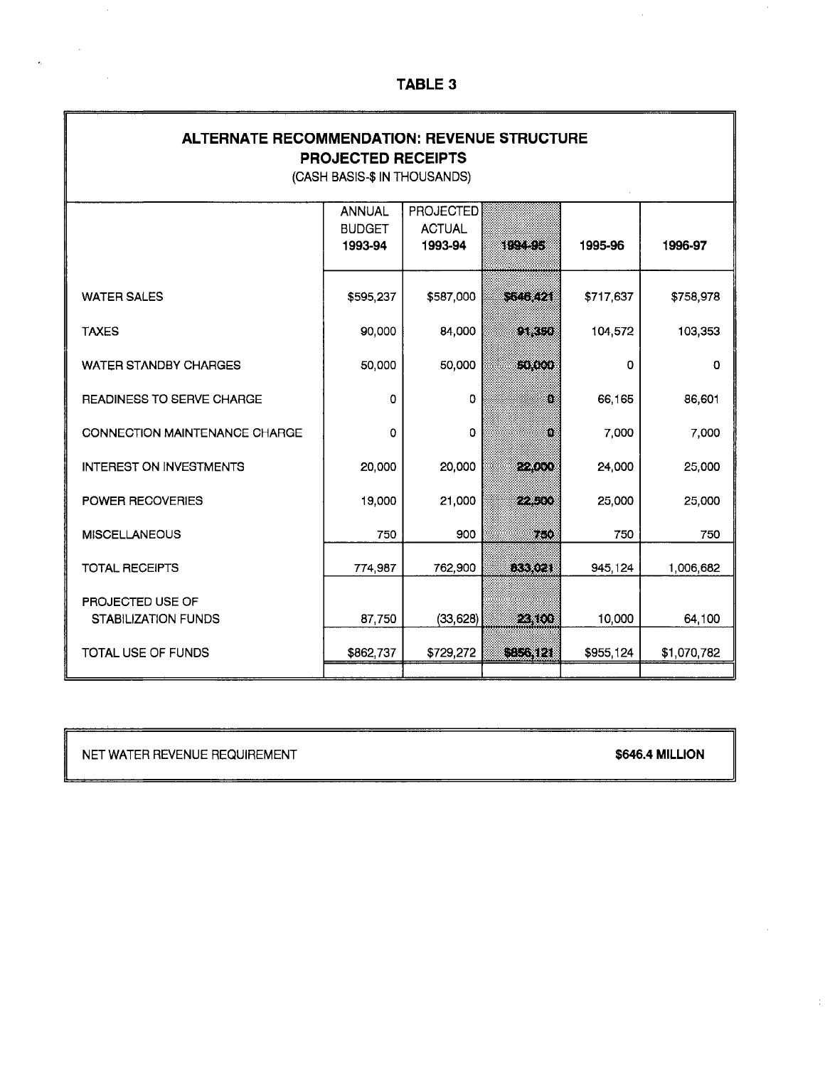# TABLE 3

## ALTERNATE RECOMMENDATION: REVENUE STRUCTURE
## PROJECTED RECEIPTS

(CASH BASIS-$ IN THOUSANDS)

| | ANNUAL BUDGET 1993-94 | PROJECTED ACTUAL 1993-94 | 1994-95 | 1995-96 | 1996-97 |
|---|---|---|---|---|---|
| WATER SALES | $595,237 | $587,000 | $646,421 | $717,637 | $758,978 |
| TAXES | 90,000 | 84,000 | 91,350 | 104,572 | 103,353 |
| WATER STANDBY CHARGES | 50,000 | 50,000 | 50,000 | 0 | 0 |
| READINESS TO SERVE CHARGE | 0 | 0 | 0 | 66,165 | 86,601 |
| CONNECTION MAINTENANCE CHARGE | 0 | 0 | 0 | 7,000 | 7,000 |
| INTEREST ON INVESTMENTS | 20,000 | 20,000 | 22,000 | 24,000 | 25,000 |
| POWER RECOVERIES | 19,000 | 21,000 | 22,500 | 25,000 | 25,000 |
| MISCELLANEOUS | 750 | 900 | 750 | 750 | 750 |
| TOTAL RECEIPTS | 774,987 | 762,900 | 833,021 | 945,124 | 1,006,682 |
| PROJECTED USE OF STABILIZATION FUNDS | 87,750 | (33,628) | 23,100 | 10,000 | 64,100 |
| TOTAL USE OF FUNDS | $862,737 | $729,272 | $856,121 | $955,124 | $1,070,782 |

| NET WATER REVENUE REQUIREMENT | **$646.4 MILLION** |
|---|---|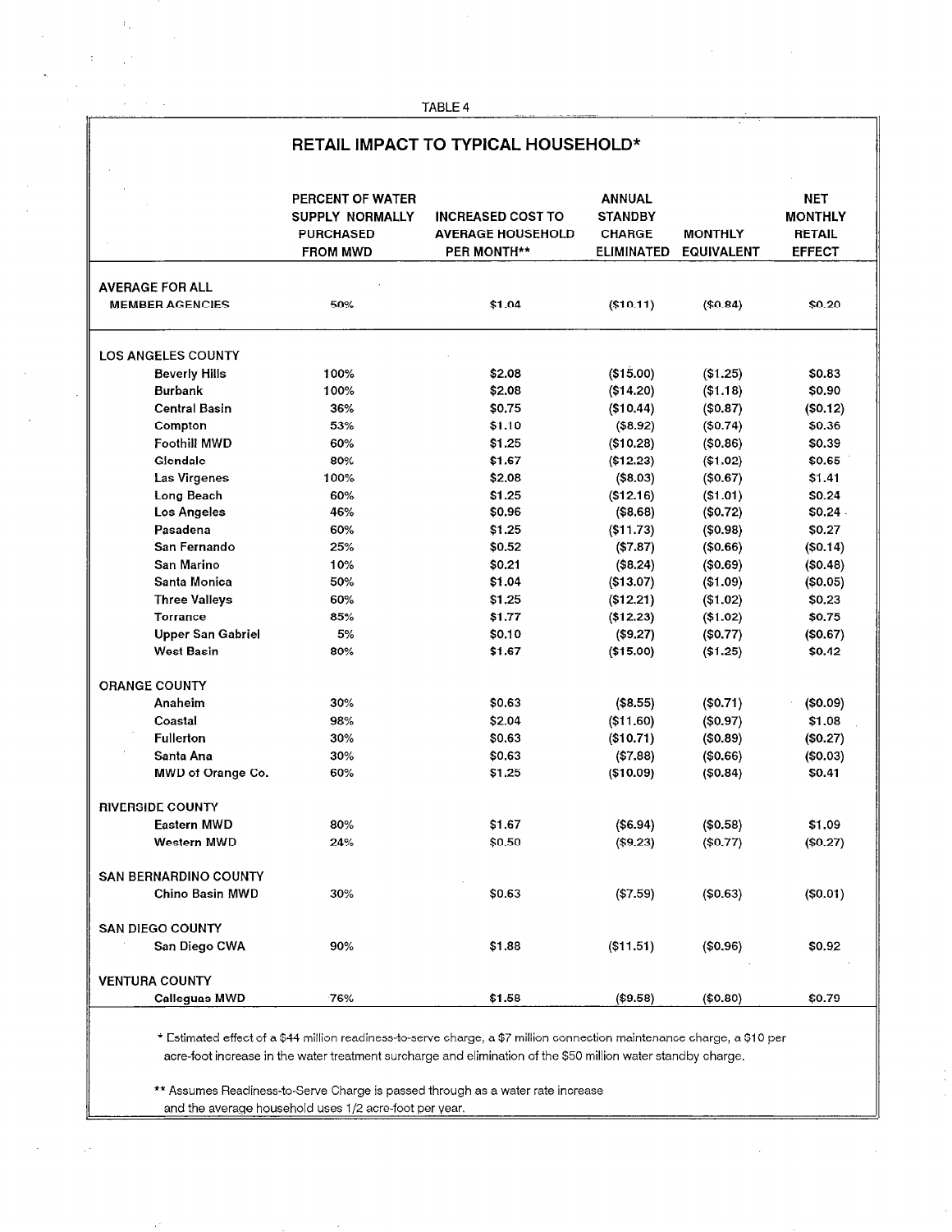TABLE 4

## RETAIL IMPACT TO TYPICAL HOUSEHOLD*

| | PERCENT OF WATER SUPPLY NORMALLY PURCHASED FROM MWD | INCREASED COST TO AVERAGE HOUSEHOLD PER MONTH** | ANNUAL STANDBY CHARGE ELIMINATED | MONTHLY EQUIVALENT | NET MONTHLY RETAIL EFFECT |
|---|---|---|---|---|---|
| **AVERAGE FOR ALL MEMBER AGENCIES** | 50% | $1.04 | ($10.11) | ($0.84) | $0.20 |
| **LOS ANGELES COUNTY** | | | | | |
| Beverly Hills | 100% | $2.08 | ($15.00) | ($1.25) | $0.83 |
| Burbank | 100% | $2.08 | ($14.20) | ($1.18) | $0.90 |
| Central Basin | 36% | $0.75 | ($10.44) | ($0.87) | ($0.12) |
| Compton | 53% | $1.10 | ($8.92) | ($0.74) | $0.36 |
| Foothill MWD | 60% | $1.25 | ($10.28) | ($0.86) | $0.39 |
| Glendale | 80% | $1.67 | ($12.23) | ($1.02) | $0.65 |
| Las Virgenes | 100% | $2.08 | ($8.03) | ($0.67) | $1.41 |
| Long Beach | 60% | $1.25 | ($12.16) | ($1.01) | $0.24 |
| Los Angeles | 46% | $0.96 | ($8.68) | ($0.72) | $0.24 |
| Pasadena | 60% | $1.25 | ($11.73) | ($0.98) | $0.27 |
| San Fernando | 25% | $0.52 | ($7.87) | ($0.66) | ($0.14) |
| San Marino | 10% | $0.21 | ($8.24) | ($0.69) | ($0.48) |
| Santa Monica | 50% | $1.04 | ($13.07) | ($1.09) | ($0.05) |
| Three Valleys | 60% | $1.25 | ($12.21) | ($1.02) | $0.23 |
| Torrance | 85% | $1.77 | ($12.23) | ($1.02) | $0.75 |
| Upper San Gabriel | 5% | $0.10 | ($9.27) | ($0.77) | ($0.67) |
| West Basin | 80% | $1.67 | ($15.00) | ($1.25) | $0.42 |
| **ORANGE COUNTY** | | | | | |
| Anaheim | 30% | $0.63 | ($8.55) | ($0.71) | ($0.09) |
| Coastal | 98% | $2.04 | ($11.60) | ($0.97) | $1.08 |
| Fullerton | 30% | $0.63 | ($10.71) | ($0.89) | ($0.27) |
| Santa Ana | 30% | $0.63 | ($7.88) | ($0.66) | ($0.03) |
| MWD of Orange Co. | 60% | $1.25 | ($10.09) | ($0.84) | $0.41 |
| **RIVERSIDE COUNTY** | | | | | |
| Eastern MWD | 80% | $1.67 | ($6.94) | ($0.58) | $1.09 |
| Western MWD | 24% | $0.50 | ($9.23) | ($0.77) | ($0.27) |
| **SAN BERNARDINO COUNTY** | | | | | |
| Chino Basin MWD | 30% | $0.63 | ($7.59) | ($0.63) | ($0.01) |
| **SAN DIEGO COUNTY** | | | | | |
| San Diego CWA | 90% | $1.88 | ($11.51) | ($0.96) | $0.92 |
| **VENTURA COUNTY** | | | | | |
| Calleguas MWD | 76% | $1.58 | ($9.58) | ($0.80) | $0.79 |

* Estimated effect of a $44 million readiness-to-serve charge, a $7 million connection maintenance charge, a $10 per acre-foot increase in the water treatment surcharge and elimination of the $50 million water standby charge.

** Assumes Readiness-to-Serve Charge is passed through as a water rate increase and the average household uses 1/2 acre-foot per year.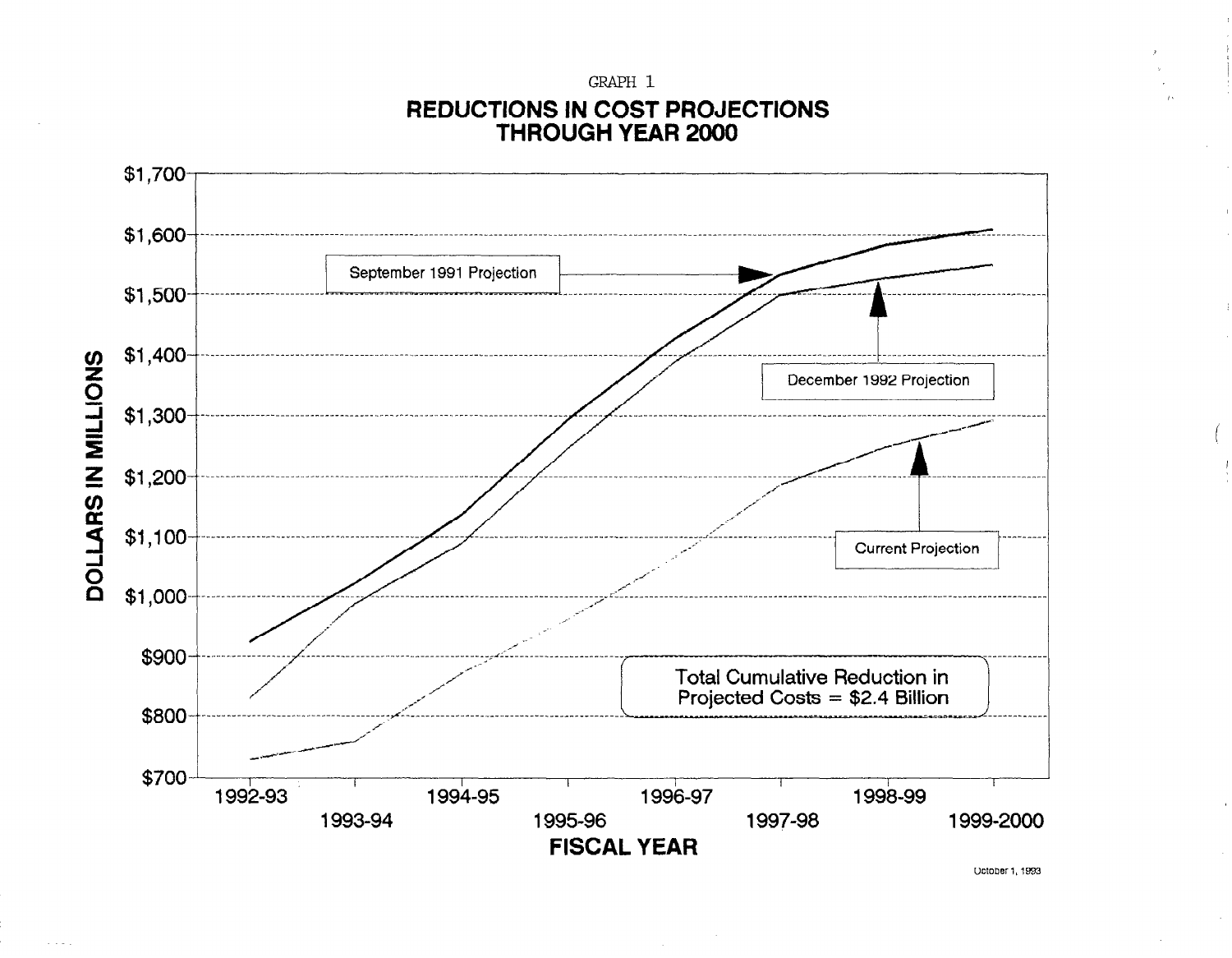GRAPH 1

**REDUCTIONS IN COST PROJECTIONS THROUGH YEAR 2000**

DOLLARS IN MILLIONS

$1,700
$1,600
$1,500
$1,400
$1,300
$1,200
$1,100
$1,000
$900
$800
$700

September 1991 Projection

December 1992 Projection

Current Projection

Total Cumulative Reduction in Projected Costs = $2.4 Billion

1992-93
1993-94
1994-95
1995-96
1996-97
1997-98
1998-99
1999-2000

**FISCAL YEAR**

October 1, 1993